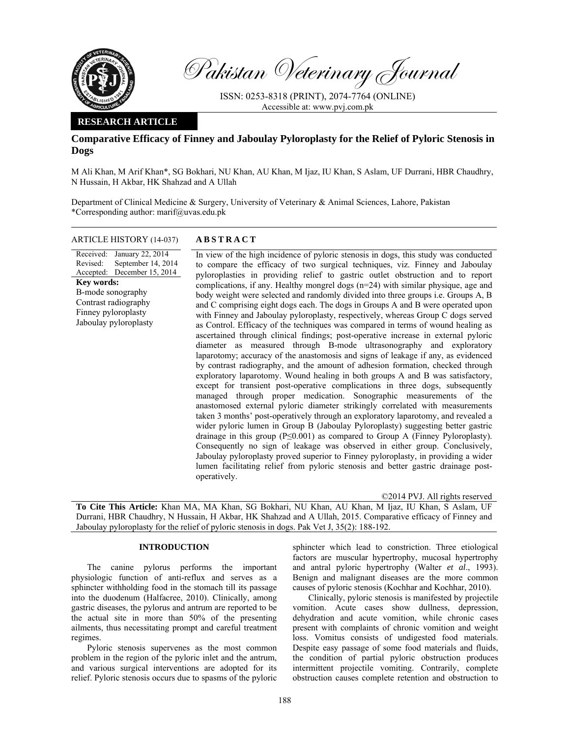Pakistan Veterinary Journal

ISSN: 0253-8318 (PRINT), 2074-7764 (ONLINE)
Accessible at: www.pvj.com.pk

**RESEARCH ARTICLE**

# Comparative Efficacy of Finney and Jaboulay Pyloroplasty for the Relief of Pyloric Stenosis in Dogs

M Ali Khan, M Arif Khan*, SG Bokhari, NU Khan, AU Khan, M Ijaz, IU Khan, S Aslam, UF Durrani, HBR Chaudhry, N Hussain, H Akbar, HK Shahzad and A Ullah

Department of Clinical Medicine & Surgery, University of Veterinary & Animal Sciences, Lahore, Pakistan
*Corresponding author: marif@uvas.edu.pk

**ARTICLE HISTORY** (14-037)

Received: January 22, 2014
Revised: September 14, 2014
Accepted: December 15, 2014

**Key words:**
B-mode sonography
Contrast radiography
Finney pyloroplasty
Jaboulay pyloroplasty

## ABSTRACT

In view of the high incidence of pyloric stenosis in dogs, this study was conducted to compare the efficacy of two surgical techniques, viz. Finney and Jaboulay pyloroplasties in providing relief to gastric outlet obstruction and to report complications, if any. Healthy mongrel dogs (n=24) with similar physique, age and body weight were selected and randomly divided into three groups i.e. Groups A, B and C comprising eight dogs each. The dogs in Groups A and B were operated upon with Finney and Jaboulay pyloroplasty, respectively, whereas Group C dogs served as Control. Efficacy of the techniques was compared in terms of wound healing as ascertained through clinical findings; post-operative increase in external pyloric diameter as measured through B-mode ultrasonography and exploratory laparotomy; accuracy of the anastomosis and signs of leakage if any, as evidenced by contrast radiography, and the amount of adhesion formation, checked through exploratory laparotomy. Wound healing in both groups A and B was satisfactory, except for transient post-operative complications in three dogs, subsequently managed through proper medication. Sonographic measurements of the anastomosed external pyloric diameter strikingly correlated with measurements taken 3 months' post-operatively through an exploratory laparotomy, and revealed a wider pyloric lumen in Group B (Jaboulay Pyloroplasty) suggesting better gastric drainage in this group ($P \leq 0.001$) as compared to Group A (Finney Pyloroplasty). Consequently no sign of leakage was observed in either group. Conclusively, Jaboulay pyloroplasty proved superior to Finney pyloroplasty, in providing a wider lumen facilitating relief from pyloric stenosis and better gastric drainage post-operatively.

©2014 PVJ. All rights reserved

**To Cite This Article:** Khan MA, MA Khan, SG Bokhari, NU Khan, AU Khan, M Ijaz, IU Khan, S Aslam, UF Durrani, HBR Chaudhry, N Hussain, H Akbar, HK Shahzad and A Ullah, 2015. Comparative efficacy of Finney and Jaboulay pyloroplasty for the relief of pyloric stenosis in dogs. Pak Vet J, 35(2): 188-192.

## INTRODUCTION

The canine pylorus performs the important physiologic function of anti-reflux and serves as a sphincter withholding food in the stomach till its passage into the duodenum (Halfacree, 2010). Clinically, among gastric diseases, the pylorus and antrum are reported to be the actual site in more than 50% of the presenting ailments, thus necessitating prompt and careful treatment regimes.

Pyloric stenosis supervenes as the most common problem in the region of the pyloric inlet and the antrum, and various surgical interventions are adopted for its relief. Pyloric stenosis occurs due to spasms of the pyloric sphincter which lead to constriction. Three etiological factors are muscular hypertrophy, mucosal hypertrophy and antral pyloric hypertrophy (Walter *et al*., 1993). Benign and malignant diseases are the more common causes of pyloric stenosis (Kochhar and Kochhar, 2010).

Clinically, pyloric stenosis is manifested by projectile vomition. Acute cases show dullness, depression, dehydration and acute vomition, while chronic cases present with complaints of chronic vomition and weight loss. Vomitus consists of undigested food materials. Despite easy passage of some food materials and fluids, the condition of partial pyloric obstruction produces intermittent projectile vomiting. Contrarily, complete obstruction causes complete retention and obstruction to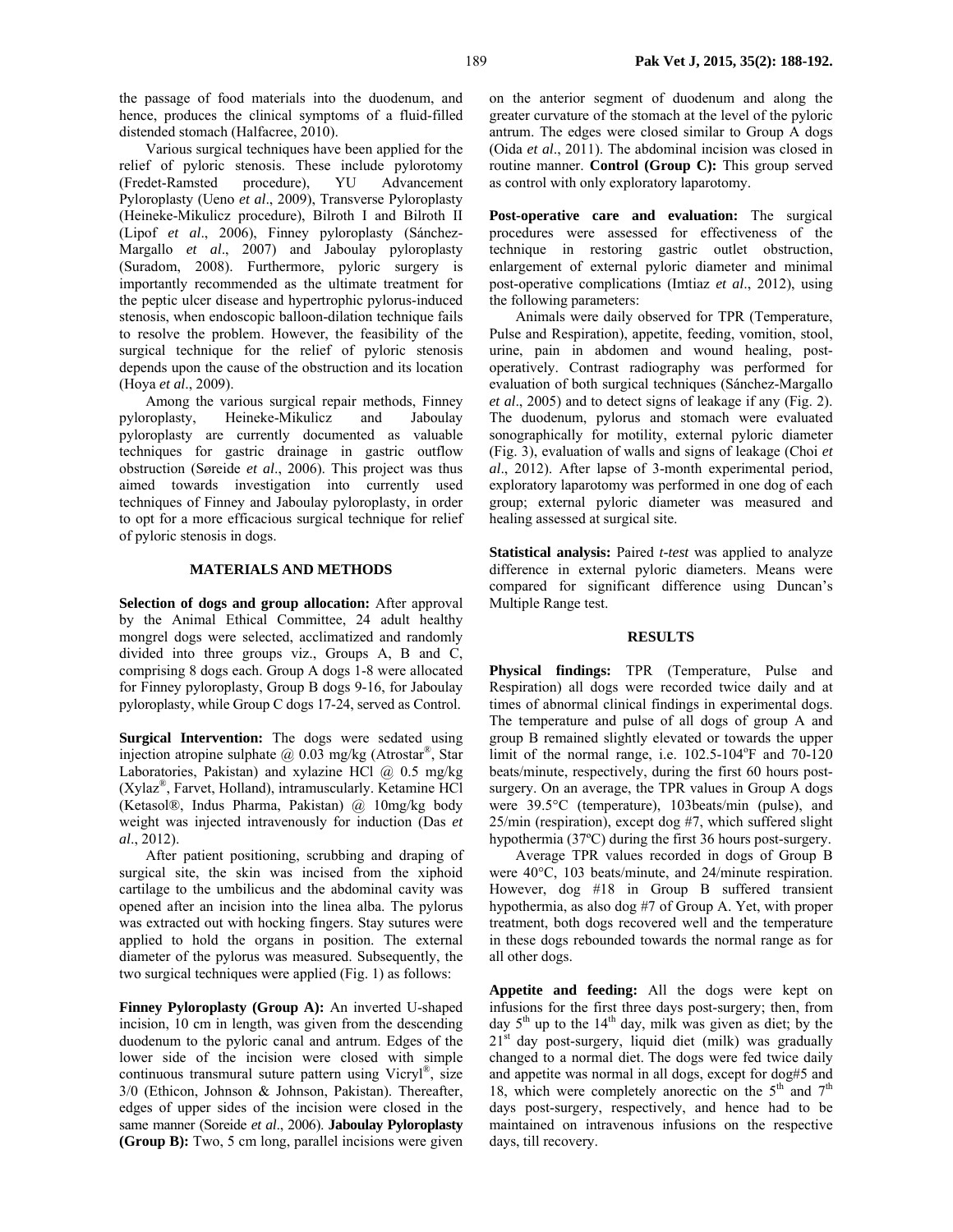the passage of food materials into the duodenum, and hence, produces the clinical symptoms of a fluid-filled distended stomach (Halfacree, 2010).

Various surgical techniques have been applied for the relief of pyloric stenosis. These include pylorotomy (Fredet-Ramsted procedure), YU Advancement Pyloroplasty (Ueno *et al*., 2009), Transverse Pyloroplasty (Heineke-Mikulicz procedure), Bilroth I and Bilroth II (Lipof *et al*., 2006), Finney pyloroplasty (Sánchez-Margallo *et al*., 2007) and Jaboulay pyloroplasty (Suradom, 2008). Furthermore, pyloric surgery is importantly recommended as the ultimate treatment for the peptic ulcer disease and hypertrophic pylorus-induced stenosis, when endoscopic balloon-dilation technique fails to resolve the problem. However, the feasibility of the surgical technique for the relief of pyloric stenosis depends upon the cause of the obstruction and its location (Hoya *et al*., 2009).

Among the various surgical repair methods, Finney pyloroplasty, Heineke-Mikulicz and Jaboulay pyloroplasty are currently documented as valuable techniques for gastric drainage in gastric outflow obstruction (Søreide *et al*., 2006). This project was thus aimed towards investigation into currently used techniques of Finney and Jaboulay pyloroplasty, in order to opt for a more efficacious surgical technique for relief of pyloric stenosis in dogs.

## MATERIALS AND METHODS

**Selection of dogs and group allocation:** After approval by the Animal Ethical Committee, 24 adult healthy mongrel dogs were selected, acclimatized and randomly divided into three groups viz., Groups A, B and C, comprising 8 dogs each. Group A dogs 1-8 were allocated for Finney pyloroplasty, Group B dogs 9-16, for Jaboulay pyloroplasty, while Group C dogs 17-24, served as Control.

**Surgical Intervention:** The dogs were sedated using injection atropine sulphate @ 0.03 mg/kg (Atrostar®, Star Laboratories, Pakistan) and xylazine HCl @ 0.5 mg/kg (Xylaz®, Farvet, Holland), intramuscularly. Ketamine HCl (Ketasol®, Indus Pharma, Pakistan) @ 10mg/kg body weight was injected intravenously for induction (Das *et al*., 2012).

After patient positioning, scrubbing and draping of surgical site, the skin was incised from the xiphoid cartilage to the umbilicus and the abdominal cavity was opened after an incision into the linea alba. The pylorus was extracted out with hocking fingers. Stay sutures were applied to hold the organs in position. The external diameter of the pylorus was measured. Subsequently, the two surgical techniques were applied (Fig. 1) as follows:

**Finney Pyloroplasty (Group A):** An inverted U-shaped incision, 10 cm in length, was given from the descending duodenum to the pyloric canal and antrum. Edges of the lower side of the incision were closed with simple continuous transmural suture pattern using Vicryl®, size 3/0 (Ethicon, Johnson & Johnson, Pakistan). Thereafter, edges of upper sides of the incision were closed in the same manner (Soreide *et al*., 2006). **Jaboulay Pyloroplasty (Group B):** Two, 5 cm long, parallel incisions were given on the anterior segment of duodenum and along the greater curvature of the stomach at the level of the pyloric antrum. The edges were closed similar to Group A dogs (Oida *et al*., 2011). The abdominal incision was closed in routine manner. **Control (Group C):** This group served as control with only exploratory laparotomy.

**Post-operative care and evaluation:** The surgical procedures were assessed for effectiveness of the technique in restoring gastric outlet obstruction, enlargement of external pyloric diameter and minimal post-operative complications (Imtiaz *et al*., 2012), using the following parameters:

Animals were daily observed for TPR (Temperature, Pulse and Respiration), appetite, feeding, vomition, stool, urine, pain in abdomen and wound healing, post-operatively. Contrast radiography was performed for evaluation of both surgical techniques (Sánchez-Margallo *et al*., 2005) and to detect signs of leakage if any (Fig. 2). The duodenum, pylorus and stomach were evaluated sonographically for motility, external pyloric diameter (Fig. 3), evaluation of walls and signs of leakage (Choi *et al*., 2012). After lapse of 3-month experimental period, exploratory laparotomy was performed in one dog of each group; external pyloric diameter was measured and healing assessed at surgical site.

**Statistical analysis:** Paired *t-test* was applied to analyze difference in external pyloric diameters. Means were compared for significant difference using Duncan's Multiple Range test.

## RESULTS

**Physical findings:** TPR (Temperature, Pulse and Respiration) all dogs were recorded twice daily and at times of abnormal clinical findings in experimental dogs. The temperature and pulse of all dogs of group A and group B remained slightly elevated or towards the upper limit of the normal range, i.e. 102.5-104°F and 70-120 beats/minute, respectively, during the first 60 hours post-surgery. On an average, the TPR values in Group A dogs were 39.5°C (temperature), 103beats/min (pulse), and 25/min (respiration), except dog #7, which suffered slight hypothermia (37ºC) during the first 36 hours post-surgery.

Average TPR values recorded in dogs of Group B were 40°C, 103 beats/minute, and 24/minute respiration. However, dog #18 in Group B suffered transient hypothermia, as also dog #7 of Group A. Yet, with proper treatment, both dogs recovered well and the temperature in these dogs rebounded towards the normal range as for all other dogs.

**Appetite and feeding:** All the dogs were kept on infusions for the first three days post-surgery; then, from day 5th up to the 14th day, milk was given as diet; by the 21st day post-surgery, liquid diet (milk) was gradually changed to a normal diet. The dogs were fed twice daily and appetite was normal in all dogs, except for dog#5 and 18, which were completely anorectic on the 5th and 7th days post-surgery, respectively, and hence had to be maintained on intravenous infusions on the respective days, till recovery.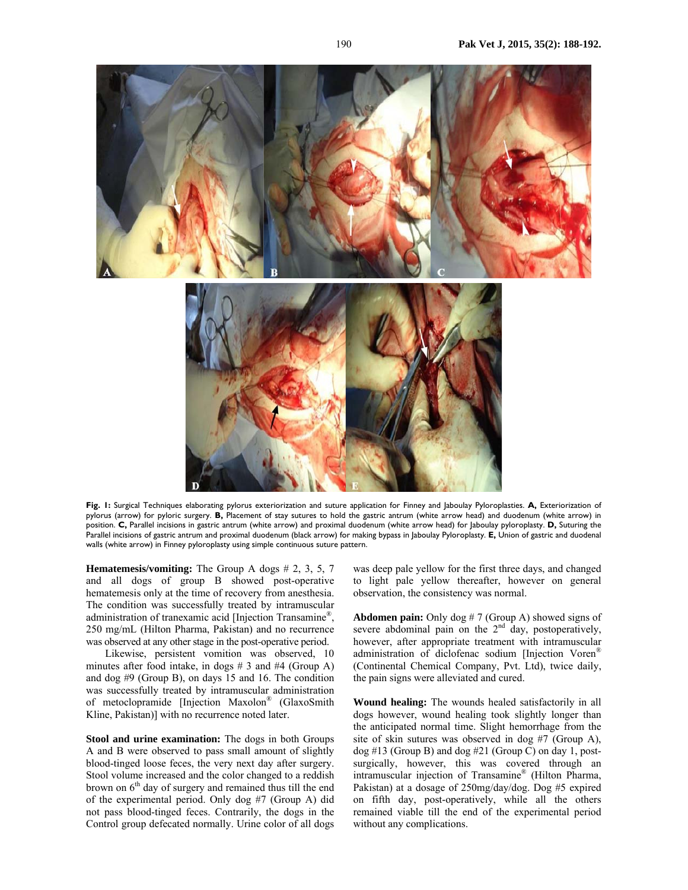**Fig. 1:** Surgical Techniques elaborating pylorus exteriorization and suture application for Finney and Jaboulay Pyloroplasties. **A,** Exteriorization of pylorus (arrow) for pyloric surgery. **B,** Placement of stay sutures to hold the gastric antrum (white arrow head) and duodenum (white arrow) in position. **C,** Parallel incisions in gastric antrum (white arrow) and proximal duodenum (white arrow head) for Jaboulay pyloroplasty. **D,** Suturing the Parallel incisions of gastric antrum and proximal duodenum (black arrow) for making bypass in Jaboulay Pyloroplasty. **E,** Union of gastric and duodenal walls (white arrow) in Finney pyloroplasty using simple continuous suture pattern.

**Hematemesis/vomiting:** The Group A dogs # 2, 3, 5, 7 and all dogs of group B showed post-operative hematemesis only at the time of recovery from anesthesia. The condition was successfully treated by intramuscular administration of tranexamic acid [Injection Transamine®, 250 mg/mL (Hilton Pharma, Pakistan) and no recurrence was observed at any other stage in the post-operative period.

Likewise, persistent vomition was observed, 10 minutes after food intake, in dogs # 3 and #4 (Group A) and dog #9 (Group B), on days 15 and 16. The condition was successfully treated by intramuscular administration of metoclopramide [Injection Maxolon® (GlaxoSmith Kline, Pakistan)] with no recurrence noted later.

**Stool and urine examination:** The dogs in both Groups A and B were observed to pass small amount of slightly blood-tinged loose feces, the very next day after surgery. Stool volume increased and the color changed to a reddish brown on 6th day of surgery and remained thus till the end of the experimental period. Only dog #7 (Group A) did not pass blood-tinged feces. Contrarily, the dogs in the Control group defecated normally. Urine color of all dogs was deep pale yellow for the first three days, and changed to light pale yellow thereafter, however on general observation, the consistency was normal.

**Abdomen pain:** Only dog # 7 (Group A) showed signs of severe abdominal pain on the 2nd day, postoperatively, however, after appropriate treatment with intramuscular administration of diclofenac sodium [Injection Voren® (Continental Chemical Company, Pvt. Ltd), twice daily, the pain signs were alleviated and cured.

**Wound healing:** The wounds healed satisfactorily in all dogs however, wound healing took slightly longer than the anticipated normal time. Slight hemorrhage from the site of skin sutures was observed in dog #7 (Group A), dog #13 (Group B) and dog #21 (Group C) on day 1, post-surgically, however, this was covered through an intramuscular injection of Transamine® (Hilton Pharma, Pakistan) at a dosage of 250mg/day/dog. Dog #5 expired on fifth day, post-operatively, while all the others remained viable till the end of the experimental period without any complications.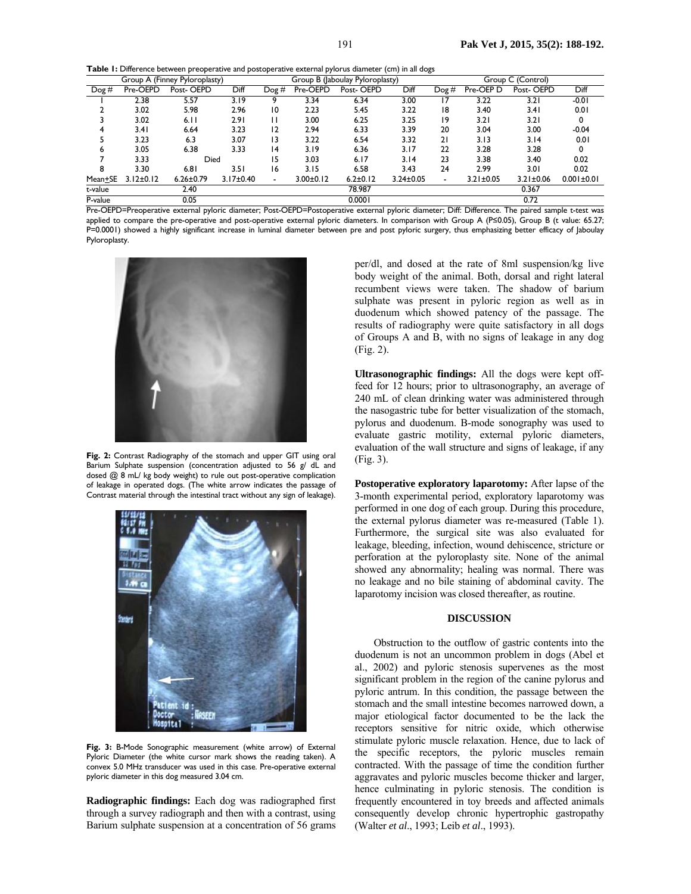**Table 1:** Difference between preoperative and postoperative external pylorus diameter (cm) in all dogs

| Group A (Finney Pyloroplasty) | | | | Group B (Jaboulay Pyloroplasty) | | | | Group C (Control) | | | |
|---|---|---|---|---|---|---|---|---|---|---|---|
| Dog # | Pre-OEPD | Post- OEPD | Diff | Dog # | Pre-OEPD | Post- OEPD | Diff | Dog # | Pre-OEP D | Post- OEPD | Diff |
| 1 | 2.38 | 5.57 | 3.19 | 9 | 3.34 | 6.34 | 3.00 | 17 | 3.22 | 3.21 | -0.01 |
| 2 | 3.02 | 5.98 | 2.96 | 10 | 2.23 | 5.45 | 3.22 | 18 | 3.40 | 3.41 | 0.01 |
| 3 | 3.02 | 6.11 | 2.91 | 11 | 3.00 | 6.25 | 3.25 | 19 | 3.21 | 3.21 | 0 |
| 4 | 3.41 | 6.64 | 3.23 | 12 | 2.94 | 6.33 | 3.39 | 20 | 3.04 | 3.00 | -0.04 |
| 5 | 3.23 | 6.3 | 3.07 | 13 | 3.22 | 6.54 | 3.32 | 21 | 3.13 | 3.14 | 0.01 |
| 6 | 3.05 | 6.38 | 3.33 | 14 | 3.19 | 6.36 | 3.17 | 22 | 3.28 | 3.28 | 0 |
| 7 | 3.33 | Died | | 15 | 3.03 | 6.17 | 3.14 | 23 | 3.38 | 3.40 | 0.02 |
| 8 | 3.30 | 6.81 | 3.51 | 16 | 3.15 | 6.58 | 3.43 | 24 | 2.99 | 3.01 | 0.02 |
| Mean±SE | 3.12±0.12 | 6.26±0.79 | 3.17±0.40 | - | 3.00±0.12 | 6.2±0.12 | 3.24±0.05 | - | 3.21±0.05 | 3.21±0.06 | 0.001±0.01 |
| t-value | | 2.40 | | | | 78.987 | | | | 0.367 | |
| P-value | | 0.05 | | | | 0.0001 | | | | 0.72 | |

Pre-OEPD=Preoperative external pyloric diameter; Post-OEPD=Postoperative external pyloric diameter; Diff: Difference. The paired sample t-test was applied to compare the pre-operative and post-operative external pyloric diameters. In comparison with Group A (P≤0.05), Group B (t value: 65.27; P=0.0001) showed a highly significant increase in luminal diameter between pre and post pyloric surgery, thus emphasizing better efficacy of Jaboulay Pyloroplasty.

**Fig. 2:** Contrast Radiography of the stomach and upper GIT using oral Barium Sulphate suspension (concentration adjusted to 56 g/ dL and dosed @ 8 mL/ kg body weight) to rule out post-operative complication of leakage in operated dogs. (The white arrow indicates the passage of Contrast material through the intestinal tract without any sign of leakage).

**Fig. 3:** B-Mode Sonographic measurement (white arrow) of External Pyloric Diameter (the white cursor mark shows the reading taken). A convex 5.0 MHz transducer was used in this case. Pre-operative external pyloric diameter in this dog measured 3.04 cm.

**Radiographic findings:** Each dog was radiographed first through a survey radiograph and then with a contrast, using Barium sulphate suspension at a concentration of 56 grams per/dl, and dosed at the rate of 8ml suspension/kg live body weight of the animal. Both, dorsal and right lateral recumbent views were taken. The shadow of barium sulphate was present in pyloric region as well as in duodenum which showed patency of the passage. The results of radiography were quite satisfactory in all dogs of Groups A and B, with no signs of leakage in any dog (Fig. 2).

**Ultrasonographic findings:** All the dogs were kept off-feed for 12 hours; prior to ultrasonography, an average of 240 mL of clean drinking water was administered through the nasogastric tube for better visualization of the stomach, pylorus and duodenum. B-mode sonography was used to evaluate gastric motility, external pyloric diameters, evaluation of the wall structure and signs of leakage, if any (Fig. 3).

**Postoperative exploratory laparotomy:** After lapse of the 3-month experimental period, exploratory laparotomy was performed in one dog of each group. During this procedure, the external pylorus diameter was re-measured (Table 1). Furthermore, the surgical site was also evaluated for leakage, bleeding, infection, wound dehiscence, stricture or perforation at the pyloroplasty site. None of the animal showed any abnormality; healing was normal. There was no leakage and no bile staining of abdominal cavity. The laparotomy incision was closed thereafter, as routine.

## DISCUSSION

Obstruction to the outflow of gastric contents into the duodenum is not an uncommon problem in dogs (Abel et al., 2002) and pyloric stenosis supervenes as the most significant problem in the region of the canine pylorus and pyloric antrum. In this condition, the passage between the stomach and the small intestine becomes narrowed down, a major etiological factor documented to be the lack the receptors sensitive for nitric oxide, which otherwise stimulate pyloric muscle relaxation. Hence, due to lack of the specific receptors, the pyloric muscles remain contracted. With the passage of time the condition further aggravates and pyloric muscles become thicker and larger, hence culminating in pyloric stenosis. The condition is frequently encountered in toy breeds and affected animals consequently develop chronic hypertrophic gastropathy (Walter *et al*., 1993; Leib *et al*., 1993).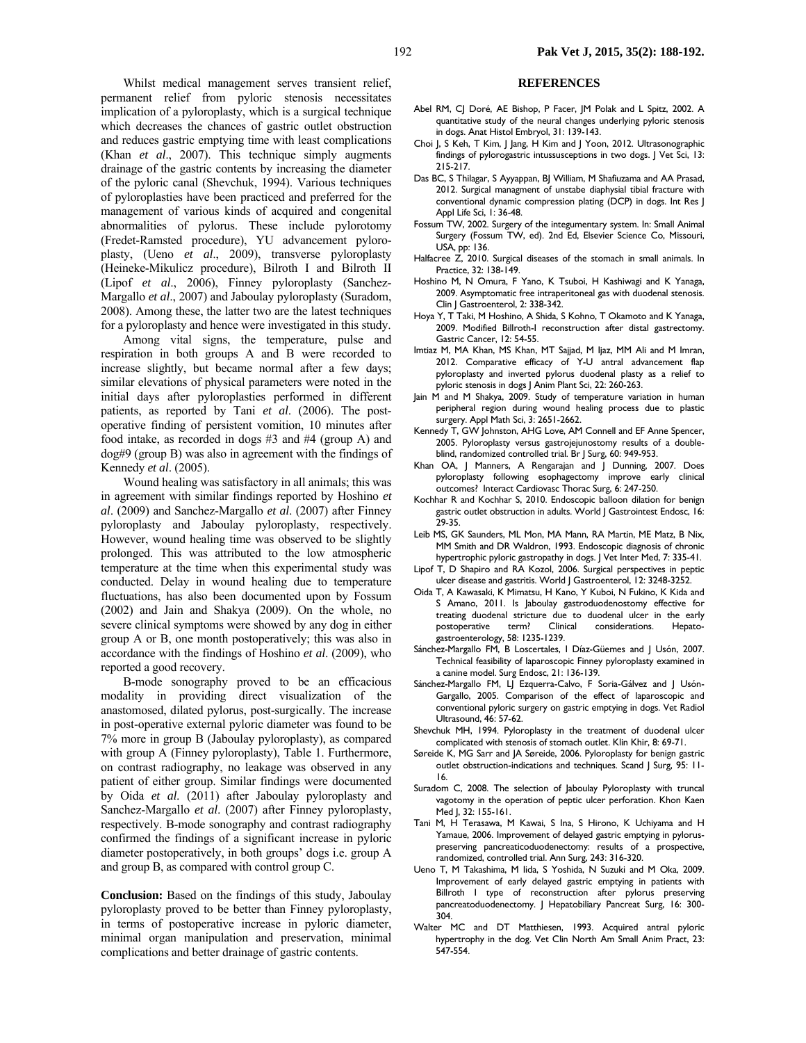Whilst medical management serves transient relief, permanent relief from pyloric stenosis necessitates implication of a pyloroplasty, which is a surgical technique which decreases the chances of gastric outlet obstruction and reduces gastric emptying time with least complications (Khan *et al*., 2007). This technique simply augments drainage of the gastric contents by increasing the diameter of the pyloric canal (Shevchuk, 1994). Various techniques of pyloroplasties have been practiced and preferred for the management of various kinds of acquired and congenital abnormalities of pylorus. These include pylorotomy (Fredet-Ramsted procedure), YU advancement pyloroplasty, (Ueno *et al*., 2009), transverse pyloroplasty (Heineke-Mikulicz procedure), Bilroth I and Bilroth II (Lipof *et al*., 2006), Finney pyloroplasty (Sanchez-Margallo *et al*., 2007) and Jaboulay pyloroplasty (Suradom, 2008). Among these, the latter two are the latest techniques for a pyloroplasty and hence were investigated in this study.

Among vital signs, the temperature, pulse and respiration in both groups A and B were recorded to increase slightly, but became normal after a few days; similar elevations of physical parameters were noted in the initial days after pyloroplasties performed in different patients, as reported by Tani *et al*. (2006). The post-operative finding of persistent vomition, 10 minutes after food intake, as recorded in dogs #3 and #4 (group A) and dog#9 (group B) was also in agreement with the findings of Kennedy *et al*. (2005).

Wound healing was satisfactory in all animals; this was in agreement with similar findings reported by Hoshino *et al*. (2009) and Sanchez-Margallo *et al*. (2007) after Finney pyloroplasty and Jaboulay pyloroplasty, respectively. However, wound healing time was observed to be slightly prolonged. This was attributed to the low atmospheric temperature at the time when this experimental study was conducted. Delay in wound healing due to temperature fluctuations, has also been documented upon by Fossum (2002) and Jain and Shakya (2009). On the whole, no severe clinical symptoms were showed by any dog in either group A or B, one month postoperatively; this was also in accordance with the findings of Hoshino *et al*. (2009), who reported a good recovery.

B-mode sonography proved to be an efficacious modality in providing direct visualization of the anastomosed, dilated pylorus, post-surgically. The increase in post-operative external pyloric diameter was found to be 7% more in group B (Jaboulay pyloroplasty), as compared with group A (Finney pyloroplasty), Table 1. Furthermore, on contrast radiography, no leakage was observed in any patient of either group. Similar findings were documented by Oida *et al.* (2011) after Jaboulay pyloroplasty and Sanchez-Margallo *et al*. (2007) after Finney pyloroplasty, respectively. B-mode sonography and contrast radiography confirmed the findings of a significant increase in pyloric diameter postoperatively, in both groups' dogs i.e. group A and group B, as compared with control group C.

**Conclusion:** Based on the findings of this study, Jaboulay pyloroplasty proved to be better than Finney pyloroplasty, in terms of postoperative increase in pyloric diameter, minimal organ manipulation and preservation, minimal complications and better drainage of gastric contents.

## REFERENCES

Abel RM, CJ Doré, AE Bishop, P Facer, JM Polak and L Spitz, 2002. A quantitative study of the neural changes underlying pyloric stenosis in dogs. Anat Histol Embryol, 31: 139-143.

Choi J, S Keh, T Kim, J Jang, H Kim and J Yoon, 2012. Ultrasonographic findings of pylorogastric intussusceptions in two dogs. J Vet Sci, 13: 215-217.

Das BC, S Thilagar, S Ayyappan, BJ William, M Shafiuzama and AA Prasad, 2012. Surgical managment of unstabe diaphysial tibial fracture with conventional dynamic compression plating (DCP) in dogs. Int Res J Appl Life Sci, 1: 36-48.

Fossum TW, 2002. Surgery of the integumentary system. In: Small Animal Surgery (Fossum TW, ed). 2nd Ed, Elsevier Science Co, Missouri, USA, pp: 136.

Halfacree Z, 2010. Surgical diseases of the stomach in small animals. In Practice, 32: 138-149.

Hoshino M, N Omura, F Yano, K Tsuboi, H Kashiwagi and K Yanaga, 2009. Asymptomatic free intraperitoneal gas with duodenal stenosis. Clin J Gastroenterol, 2: 338-342.

Hoya Y, T Taki, M Hoshino, A Shida, S Kohno, T Okamoto and K Yanaga, 2009. Modified Billroth-I reconstruction after distal gastrectomy. Gastric Cancer, 12: 54-55.

Imtiaz M, MA Khan, MS Khan, MT Sajjad, M Ijaz, MM Ali and M Imran, 2012. Comparative efficacy of Y-U antral advancement flap pyloroplasty and inverted pylorus duodenal plasty as a relief to pyloric stenosis in dogs J Anim Plant Sci, 22: 260-263.

Jain M and M Shakya, 2009. Study of temperature variation in human peripheral region during wound healing process due to plastic surgery. Appl Math Sci, 3: 2651-2662.

Kennedy T, GW Johnston, AHG Love, AM Connell and EF Anne Spencer, 2005. Pyloroplasty versus gastrojejunostomy results of a double-blind, randomized controlled trial. Br J Surg, 60: 949-953.

Khan OA, J Manners, A Rengarajan and J Dunning, 2007. Does pyloroplasty following esophagectomy improve early clinical outcomes? Interact Cardiovasc Thorac Surg, 6: 247-250.

Kochhar R and Kochhar S, 2010. Endoscopic balloon dilation for benign gastric outlet obstruction in adults. World J Gastrointest Endosc, 16: 29-35.

Leib MS, GK Saunders, ML Mon, MA Mann, RA Martin, ME Matz, B Nix, MM Smith and DR Waldron, 1993. Endoscopic diagnosis of chronic hypertrophic pyloric gastropathy in dogs. J Vet Inter Med, 7: 335-41.

Lipof T, D Shapiro and RA Kozol, 2006. Surgical perspectives in peptic ulcer disease and gastritis. World J Gastroenterol, 12: 3248-3252.

Oida T, A Kawasaki, K Mimatsu, H Kano, Y Kuboi, N Fukino, K Kida and S Amano, 2011. Is Jaboulay gastroduodenostomy effective for treating duodenal stricture due to duodenal ulcer in the early postoperative term? Clinical considerations. Hepato-gastroenterology, 58: 1235-1239.

Sánchez-Margallo FM, B Loscertales, I Díaz-Güemes and J Usón, 2007. Technical feasibility of laparoscopic Finney pyloroplasty examined in a canine model. Surg Endosc, 21: 136-139.

Sánchez-Margallo FM, LJ Ezquerra-Calvo, F Soria-Gálvez and J Usón-Gargallo, 2005. Comparison of the effect of laparoscopic and conventional pyloric surgery on gastric emptying in dogs. Vet Radiol Ultrasound, 46: 57-62.

Shevchuk MH, 1994. Pyloroplasty in the treatment of duodenal ulcer complicated with stenosis of stomach outlet. Klin Khir, 8: 69-71.

Søreide K, MG Sarr and JA Søreide, 2006. Pyloroplasty for benign gastric outlet obstruction-indications and techniques. Scand J Surg, 95: 11-16.

Suradom C, 2008. The selection of Jaboulay Pyloroplasty with truncal vagotomy in the operation of peptic ulcer perforation. Khon Kaen Med J, 32: 155-161.

Tani M, H Terasawa, M Kawai, S Ina, S Hirono, K Uchiyama and H Yamaue, 2006. Improvement of delayed gastric emptying in pylorus-preserving pancreaticoduodenectomy: results of a prospective, randomized, controlled trial. Ann Surg, 243: 316-320.

Ueno T, M Takashima, M Iida, S Yoshida, N Suzuki and M Oka, 2009. Improvement of early delayed gastric emptying in patients with Billroth I type of reconstruction after pylorus preserving pancreatoduodenectomy. J Hepatobiliary Pancreat Surg, 16: 300-304.

Walter MC and DT Matthiesen, 1993. Acquired antral pyloric hypertrophy in the dog. Vet Clin North Am Small Anim Pract, 23: 547-554.